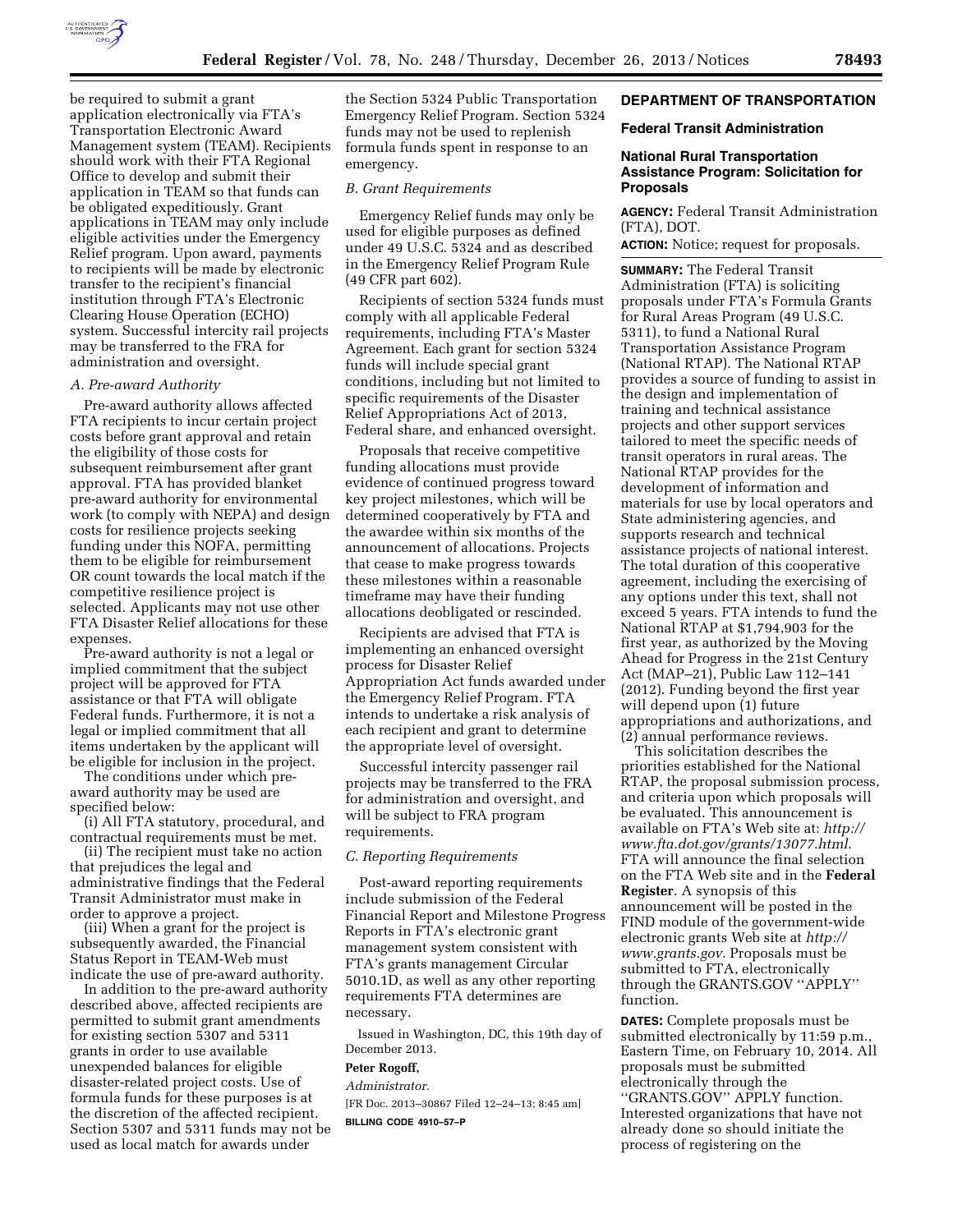be required to submit a grant application electronically via FTA's Transportation Electronic Award Management system (TEAM). Recipients should work with their FTA Regional Office to develop and submit their application in TEAM so that funds can be obligated expeditiously. Grant applications in TEAM may only include eligible activities under the Emergency Relief program. Upon award, payments to recipients will be made by electronic transfer to the recipient's financial institution through FTA's Electronic Clearing House Operation (ECHO) system. Successful intercity rail projects may be transferred to the FRA for administration and oversight.

*A. Pre-award Authority*

Pre-award authority allows affected FTA recipients to incur certain project costs before grant approval and retain the eligibility of those costs for subsequent reimbursement after grant approval. FTA has provided blanket pre-award authority for environmental work (to comply with NEPA) and design costs for resilience projects seeking funding under this NOFA, permitting them to be eligible for reimbursement OR count towards the local match if the competitive resilience project is selected. Applicants may not use other FTA Disaster Relief allocations for these expenses.

Pre-award authority is not a legal or implied commitment that the subject project will be approved for FTA assistance or that FTA will obligate Federal funds. Furthermore, it is not a legal or implied commitment that all items undertaken by the applicant will be eligible for inclusion in the project.

The conditions under which pre-award authority may be used are specified below:

(i) All FTA statutory, procedural, and contractual requirements must be met.

(ii) The recipient must take no action that prejudices the legal and administrative findings that the Federal Transit Administrator must make in order to approve a project.

(iii) When a grant for the project is subsequently awarded, the Financial Status Report in TEAM-Web must indicate the use of pre-award authority.

In addition to the pre-award authority described above, affected recipients are permitted to submit grant amendments for existing section 5307 and 5311 grants in order to use available unexpended balances for eligible disaster-related project costs. Use of formula funds for these purposes is at the discretion of the affected recipient. Section 5307 and 5311 funds may not be used as local match for awards under the Section 5324 Public Transportation Emergency Relief Program. Section 5324 funds may not be used to replenish formula funds spent in response to an emergency.

*B. Grant Requirements*

Emergency Relief funds may only be used for eligible purposes as defined under 49 U.S.C. 5324 and as described in the Emergency Relief Program Rule (49 CFR part 602).

Recipients of section 5324 funds must comply with all applicable Federal requirements, including FTA's Master Agreement. Each grant for section 5324 funds will include special grant conditions, including but not limited to specific requirements of the Disaster Relief Appropriations Act of 2013, Federal share, and enhanced oversight.

Proposals that receive competitive funding allocations must provide evidence of continued progress toward key project milestones, which will be determined cooperatively by FTA and the awardee within six months of the announcement of allocations. Projects that cease to make progress towards these milestones within a reasonable timeframe may have their funding allocations deobligated or rescinded.

Recipients are advised that FTA is implementing an enhanced oversight process for Disaster Relief Appropriation Act funds awarded under the Emergency Relief Program. FTA intends to undertake a risk analysis of each recipient and grant to determine the appropriate level of oversight.

Successful intercity passenger rail projects may be transferred to the FRA for administration and oversight, and will be subject to FRA program requirements.

*C. Reporting Requirements*

Post-award reporting requirements include submission of the Federal Financial Report and Milestone Progress Reports in FTA's electronic grant management system consistent with FTA's grants management Circular 5010.1D, as well as any other reporting requirements FTA determines are necessary.

Issued in Washington, DC, this 19th day of December 2013.

**Peter Rogoff,**

*Administrator.*

[FR Doc. 2013–30867 Filed 12–24–13; 8:45 am]

**BILLING CODE 4910–57–P**

## DEPARTMENT OF TRANSPORTATION

### Federal Transit Administration

### National Rural Transportation Assistance Program: Solicitation for Proposals

**AGENCY:** Federal Transit Administration (FTA), DOT.

**ACTION:** Notice; request for proposals.

**SUMMARY:** The Federal Transit Administration (FTA) is soliciting proposals under FTA's Formula Grants for Rural Areas Program (49 U.S.C. 5311), to fund a National Rural Transportation Assistance Program (National RTAP). The National RTAP provides a source of funding to assist in the design and implementation of training and technical assistance projects and other support services tailored to meet the specific needs of transit operators in rural areas. The National RTAP provides for the development of information and materials for use by local operators and State administering agencies, and supports research and technical assistance projects of national interest. The total duration of this cooperative agreement, including the exercising of any options under this text, shall not exceed 5 years. FTA intends to fund the National RTAP at $1,794,903 for the first year, as authorized by the Moving Ahead for Progress in the 21st Century Act (MAP–21), Public Law 112–141 (2012). Funding beyond the first year will depend upon (1) future appropriations and authorizations, and (2) annual performance reviews.

This solicitation describes the priorities established for the National RTAP, the proposal submission process, and criteria upon which proposals will be evaluated. This announcement is available on FTA's Web site at: *http://www.fta.dot.gov/grants/13077.html*. FTA will announce the final selection on the FTA Web site and in the **Federal Register**. A synopsis of this announcement will be posted in the FIND module of the government-wide electronic grants Web site at *http://www.grants.gov*. Proposals must be submitted to FTA, electronically through the GRANTS.GOV ''APPLY'' function.

**DATES:** Complete proposals must be submitted electronically by 11:59 p.m., Eastern Time, on February 10, 2014. All proposals must be submitted electronically through the ''GRANTS.GOV'' APPLY function. Interested organizations that have not already done so should initiate the process of registering on the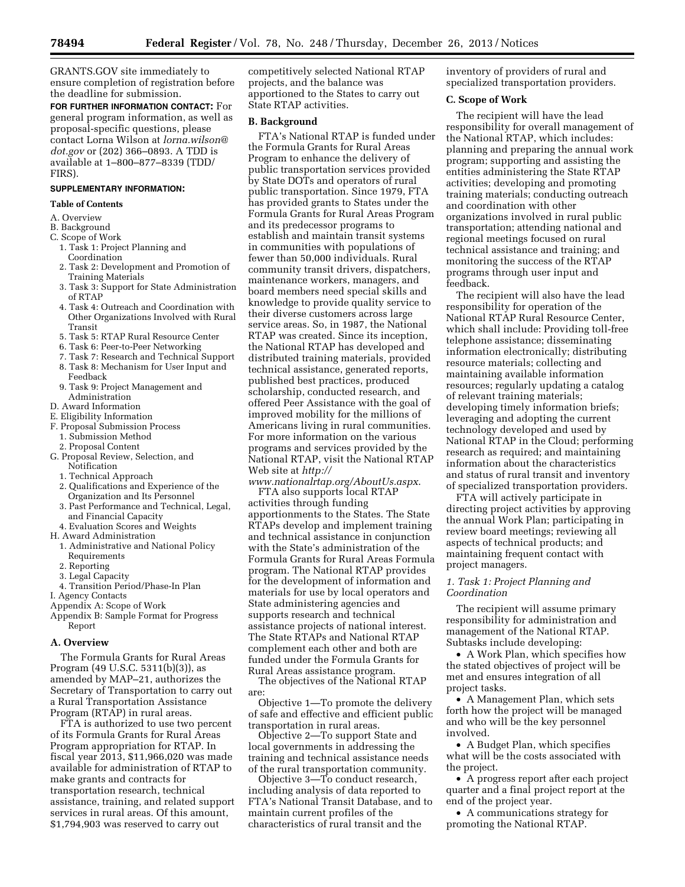GRANTS.GOV site immediately to ensure completion of registration before the deadline for submission.

**FOR FURTHER INFORMATION CONTACT:** For general program information, as well as proposal-specific questions, please contact Lorna Wilson at *lorna.wilson@dot.gov* or (202) 366–0893. A TDD is available at 1–800–877–8339 (TDD/FIRS).

**SUPPLEMENTARY INFORMATION:**

**Table of Contents**

A. Overview
B. Background
C. Scope of Work
  1. Task 1: Project Planning and Coordination
  2. Task 2: Development and Promotion of Training Materials
  3. Task 3: Support for State Administration of RTAP
  4. Task 4: Outreach and Coordination with Other Organizations Involved with Rural Transit
  5. Task 5: RTAP Rural Resource Center
  6. Task 6: Peer-to-Peer Networking
  7. Task 7: Research and Technical Support
  8. Task 8: Mechanism for User Input and Feedback
  9. Task 9: Project Management and Administration
D. Award Information
E. Eligibility Information
F. Proposal Submission Process
  1. Submission Method
  2. Proposal Content
G. Proposal Review, Selection, and Notification
  1. Technical Approach
  2. Qualifications and Experience of the Organization and Its Personnel
  3. Past Performance and Technical, Legal, and Financial Capacity
  4. Evaluation Scores and Weights
H. Award Administration
  1. Administrative and National Policy Requirements
  2. Reporting
  3. Legal Capacity
  4. Transition Period/Phase-In Plan
I. Agency Contacts
Appendix A: Scope of Work
Appendix B: Sample Format for Progress Report

## A. Overview

The Formula Grants for Rural Areas Program (49 U.S.C. 5311(b)(3)), as amended by MAP–21, authorizes the Secretary of Transportation to carry out a Rural Transportation Assistance Program (RTAP) in rural areas.

FTA is authorized to use two percent of its Formula Grants for Rural Areas Program appropriation for RTAP. In fiscal year 2013, $11,966,020 was made available for administration of RTAP to make grants and contracts for transportation research, technical assistance, training, and related support services in rural areas. Of this amount, $1,794,903 was reserved to carry out competitively selected National RTAP projects, and the balance was apportioned to the States to carry out State RTAP activities.

## B. Background

FTA's National RTAP is funded under the Formula Grants for Rural Areas Program to enhance the delivery of public transportation services provided by State DOTs and operators of rural public transportation. Since 1979, FTA has provided grants to States under the Formula Grants for Rural Areas Program and its predecessor programs to establish and maintain transit systems in communities with populations of fewer than 50,000 individuals. Rural community transit drivers, dispatchers, maintenance workers, managers, and board members need special skills and knowledge to provide quality service to their diverse customers across large service areas. So, in 1987, the National RTAP was created. Since its inception, the National RTAP has developed and distributed training materials, provided technical assistance, generated reports, published best practices, produced scholarship, conducted research, and offered Peer Assistance with the goal of improved mobility for the millions of Americans living in rural communities. For more information on the various programs and services provided by the National RTAP, visit the National RTAP Web site at *http://www.nationalrtap.org/AboutUs.aspx*.

FTA also supports local RTAP activities through funding apportionments to the States. The State RTAPs develop and implement training and technical assistance in conjunction with the State's administration of the Formula Grants for Rural Areas Formula program. The National RTAP provides for the development of information and materials for use by local operators and State administering agencies and supports research and technical assistance projects of national interest. The State RTAPs and National RTAP complement each other and both are funded under the Formula Grants for Rural Areas assistance program.

The objectives of the National RTAP are:

Objective 1—To promote the delivery of safe and effective and efficient public transportation in rural areas.

Objective 2—To support State and local governments in addressing the training and technical assistance needs of the rural transportation community.

Objective 3—To conduct research, including analysis of data reported to FTA's National Transit Database, and to maintain current profiles of the characteristics of rural transit and the inventory of providers of rural and specialized transportation providers.

## C. Scope of Work

The recipient will have the lead responsibility for overall management of the National RTAP, which includes: planning and preparing the annual work program; supporting and assisting the entities administering the State RTAP activities; developing and promoting training materials; conducting outreach and coordination with other organizations involved in rural public transportation; attending national and regional meetings focused on rural technical assistance and training; and monitoring the success of the RTAP programs through user input and feedback.

The recipient will also have the lead responsibility for operation of the National RTAP Rural Resource Center, which shall include: Providing toll-free telephone assistance; disseminating information electronically; distributing resource materials; collecting and maintaining available information resources; regularly updating a catalog of relevant training materials; developing timely information briefs; leveraging and adopting the current technology developed and used by National RTAP in the Cloud; performing research as required; and maintaining information about the characteristics and status of rural transit and inventory of specialized transportation providers.

FTA will actively participate in directing project activities by approving the annual Work Plan; participating in review board meetings; reviewing all aspects of technical products; and maintaining frequent contact with project managers.

### *1. Task 1: Project Planning and Coordination*

The recipient will assume primary responsibility for administration and management of the National RTAP. Subtasks include developing:

- A Work Plan, which specifies how the stated objectives of project will be met and ensures integration of all project tasks.
- A Management Plan, which sets forth how the project will be managed and who will be the key personnel involved.
- A Budget Plan, which specifies what will be the costs associated with the project.
- A progress report after each project quarter and a final project report at the end of the project year.
- A communications strategy for promoting the National RTAP.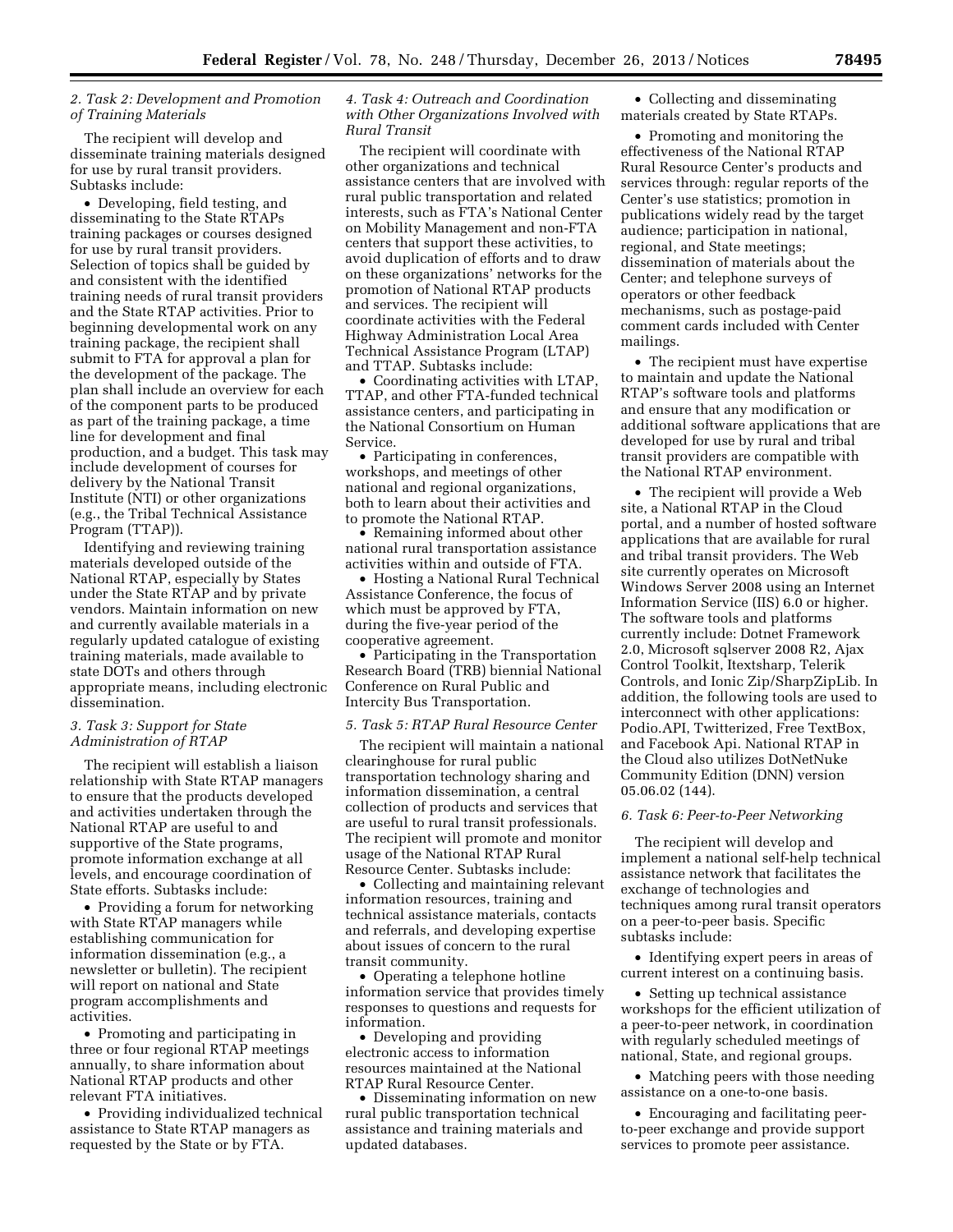*2. Task 2: Development and Promotion of Training Materials*

The recipient will develop and disseminate training materials designed for use by rural transit providers. Subtasks include:

- Developing, field testing, and disseminating to the State RTAPs training packages or courses designed for use by rural transit providers. Selection of topics shall be guided by and consistent with the identified training needs of rural transit providers and the State RTAP activities. Prior to beginning developmental work on any training package, the recipient shall submit to FTA for approval a plan for the development of the package. The plan shall include an overview for each of the component parts to be produced as part of the training package, a time line for development and final production, and a budget. This task may include development of courses for delivery by the National Transit Institute (NTI) or other organizations (e.g., the Tribal Technical Assistance Program (TTAP)).

Identifying and reviewing training materials developed outside of the National RTAP, especially by States under the State RTAP and by private vendors. Maintain information on new and currently available materials in a regularly updated catalogue of existing training materials, made available to state DOTs and others through appropriate means, including electronic dissemination.

*3. Task 3: Support for State Administration of RTAP*

The recipient will establish a liaison relationship with State RTAP managers to ensure that the products developed and activities undertaken through the National RTAP are useful to and supportive of the State programs, promote information exchange at all levels, and encourage coordination of State efforts. Subtasks include:

- Providing a forum for networking with State RTAP managers while establishing communication for information dissemination (e.g., a newsletter or bulletin). The recipient will report on national and State program accomplishments and activities.
- Promoting and participating in three or four regional RTAP meetings annually, to share information about National RTAP products and other relevant FTA initiatives.
- Providing individualized technical assistance to State RTAP managers as requested by the State or by FTA.

*4. Task 4: Outreach and Coordination with Other Organizations Involved with Rural Transit*

The recipient will coordinate with other organizations and technical assistance centers that are involved with rural public transportation and related interests, such as FTA's National Center on Mobility Management and non-FTA centers that support these activities, to avoid duplication of efforts and to draw on these organizations' networks for the promotion of National RTAP products and services. The recipient will coordinate activities with the Federal Highway Administration Local Area Technical Assistance Program (LTAP) and TTAP. Subtasks include:

- Coordinating activities with LTAP, TTAP, and other FTA-funded technical assistance centers, and participating in the National Consortium on Human Service.
- Participating in conferences, workshops, and meetings of other national and regional organizations, both to learn about their activities and to promote the National RTAP.
- Remaining informed about other national rural transportation assistance activities within and outside of FTA.
- Hosting a National Rural Technical Assistance Conference, the focus of which must be approved by FTA, during the five-year period of the cooperative agreement.
- Participating in the Transportation Research Board (TRB) biennial National Conference on Rural Public and Intercity Bus Transportation.

*5. Task 5: RTAP Rural Resource Center*

The recipient will maintain a national clearinghouse for rural public transportation technology sharing and information dissemination, a central collection of products and services that are useful to rural transit professionals. The recipient will promote and monitor usage of the National RTAP Rural Resource Center. Subtasks include:

- Collecting and maintaining relevant information resources, training and technical assistance materials, contacts and referrals, and developing expertise about issues of concern to the rural transit community.
- Operating a telephone hotline information service that provides timely responses to questions and requests for information.
- Developing and providing electronic access to information resources maintained at the National RTAP Rural Resource Center.
- Disseminating information on new rural public transportation technical assistance and training materials and updated databases.
- Collecting and disseminating materials created by State RTAPs.
- Promoting and monitoring the effectiveness of the National RTAP Rural Resource Center's products and services through: regular reports of the Center's use statistics; promotion in publications widely read by the target audience; participation in national, regional, and State meetings; dissemination of materials about the Center; and telephone surveys of operators or other feedback mechanisms, such as postage-paid comment cards included with Center mailings.
- The recipient must have expertise to maintain and update the National RTAP's software tools and platforms and ensure that any modification or additional software applications that are developed for use by rural and tribal transit providers are compatible with the National RTAP environment.
- The recipient will provide a Web site, a National RTAP in the Cloud portal, and a number of hosted software applications that are available for rural and tribal transit providers. The Web site currently operates on Microsoft Windows Server 2008 using an Internet Information Service (IIS) 6.0 or higher. The software tools and platforms currently include: Dotnet Framework 2.0, Microsoft sqlserver 2008 R2, Ajax Control Toolkit, Itextsharp, Telerik Controls, and Ionic Zip/SharpZipLib. In addition, the following tools are used to interconnect with other applications: Podio.API, Twitterized, Free TextBox, and Facebook Api. National RTAP in the Cloud also utilizes DotNetNuke Community Edition (DNN) version 05.06.02 (144).

*6. Task 6: Peer-to-Peer Networking*

The recipient will develop and implement a national self-help technical assistance network that facilitates the exchange of technologies and techniques among rural transit operators on a peer-to-peer basis. Specific subtasks include:

- Identifying expert peers in areas of current interest on a continuing basis.
- Setting up technical assistance workshops for the efficient utilization of a peer-to-peer network, in coordination with regularly scheduled meetings of national, State, and regional groups.
- Matching peers with those needing assistance on a one-to-one basis.
- Encouraging and facilitating peer-to-peer exchange and provide support services to promote peer assistance.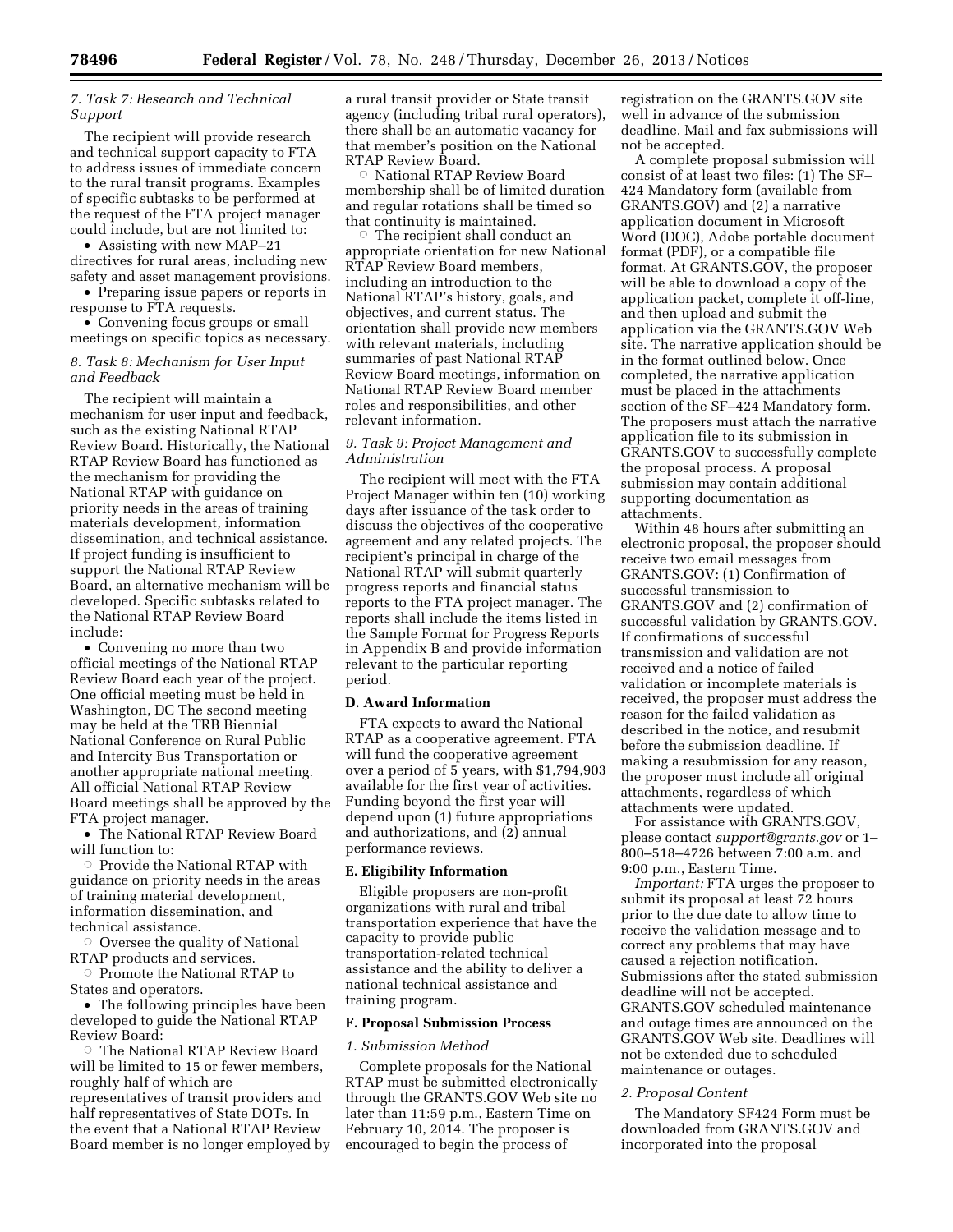### 7. Task 7: Research and Technical Support

The recipient will provide research and technical support capacity to FTA to address issues of immediate concern to the rural transit programs. Examples of specific subtasks to be performed at the request of the FTA project manager could include, but are not limited to:

- Assisting with new MAP–21 directives for rural areas, including new safety and asset management provisions.
- Preparing issue papers or reports in response to FTA requests.
- Convening focus groups or small meetings on specific topics as necessary.

### 8. Task 8: Mechanism for User Input and Feedback

The recipient will maintain a mechanism for user input and feedback, such as the existing National RTAP Review Board. Historically, the National RTAP Review Board has functioned as the mechanism for providing the National RTAP with guidance on priority needs in the areas of training materials development, information dissemination, and technical assistance. If project funding is insufficient to support the National RTAP Review Board, an alternative mechanism will be developed. Specific subtasks related to the National RTAP Review Board include:

- Convening no more than two official meetings of the National RTAP Review Board each year of the project. One official meeting must be held in Washington, DC The second meeting may be held at the TRB Biennial National Conference on Rural Public and Intercity Bus Transportation or another appropriate national meeting. All official National RTAP Review Board meetings shall be approved by the FTA project manager.
- The National RTAP Review Board will function to:
  - Provide the National RTAP with guidance on priority needs in the areas of training material development, information dissemination, and technical assistance.
  - Oversee the quality of National RTAP products and services.
  - Promote the National RTAP to States and operators.
- The following principles have been developed to guide the National RTAP Review Board:
  - The National RTAP Review Board will be limited to 15 or fewer members, roughly half of which are representatives of transit providers and half representatives of State DOTs. In the event that a National RTAP Review Board member is no longer employed by a rural transit provider or State transit agency (including tribal rural operators), there shall be an automatic vacancy for that member's position on the National RTAP Review Board.
  - National RTAP Review Board membership shall be of limited duration and regular rotations shall be timed so that continuity is maintained.
  - The recipient shall conduct an appropriate orientation for new National RTAP Review Board members, including an introduction to the National RTAP's history, goals, and objectives, and current status. The orientation shall provide new members with relevant materials, including summaries of past National RTAP Review Board meetings, information on National RTAP Review Board member roles and responsibilities, and other relevant information.

### 9. Task 9: Project Management and Administration

The recipient will meet with the FTA Project Manager within ten (10) working days after issuance of the task order to discuss the objectives of the cooperative agreement and any related projects. The recipient's principal in charge of the National RTAP will submit quarterly progress reports and financial status reports to the FTA project manager. The reports shall include the items listed in the Sample Format for Progress Reports in Appendix B and provide information relevant to the particular reporting period.

## D. Award Information

FTA expects to award the National RTAP as a cooperative agreement. FTA will fund the cooperative agreement over a period of 5 years, with $1,794,903 available for the first year of activities. Funding beyond the first year will depend upon (1) future appropriations and authorizations, and (2) annual performance reviews.

## E. Eligibility Information

Eligible proposers are non-profit organizations with rural and tribal transportation experience that have the capacity to provide public transportation-related technical assistance and the ability to deliver a national technical assistance and training program.

## F. Proposal Submission Process

### 1. Submission Method

Complete proposals for the National RTAP must be submitted electronically through the GRANTS.GOV Web site no later than 11:59 p.m., Eastern Time on February 10, 2014. The proposer is encouraged to begin the process of registration on the GRANTS.GOV site well in advance of the submission deadline. Mail and fax submissions will not be accepted.

A complete proposal submission will consist of at least two files: (1) The SF–424 Mandatory form (available from GRANTS.GOV) and (2) a narrative application document in Microsoft Word (DOC), Adobe portable document format (PDF), or a compatible file format. At GRANTS.GOV, the proposer will be able to download a copy of the application packet, complete it off-line, and then upload and submit the application via the GRANTS.GOV Web site. The narrative application should be in the format outlined below. Once completed, the narrative application must be placed in the attachments section of the SF–424 Mandatory form. The proposers must attach the narrative application file to its submission in GRANTS.GOV to successfully complete the proposal process. A proposal submission may contain additional supporting documentation as attachments.

Within 48 hours after submitting an electronic proposal, the proposer should receive two email messages from GRANTS.GOV: (1) Confirmation of successful transmission to GRANTS.GOV and (2) confirmation of successful validation by GRANTS.GOV. If confirmations of successful transmission and validation are not received and a notice of failed validation or incomplete materials is received, the proposer must address the reason for the failed validation as described in the notice, and resubmit before the submission deadline. If making a resubmission for any reason, the proposer must include all original attachments, regardless of which attachments were updated.

For assistance with GRANTS.GOV, please contact *support@grants.gov* or 1–800–518–4726 between 7:00 a.m. and 9:00 p.m., Eastern Time.

*Important:* FTA urges the proposer to submit its proposal at least 72 hours prior to the due date to allow time to receive the validation message and to correct any problems that may have caused a rejection notification. Submissions after the stated submission deadline will not be accepted. GRANTS.GOV scheduled maintenance and outage times are announced on the GRANTS.GOV Web site. Deadlines will not be extended due to scheduled maintenance or outages.

### 2. Proposal Content

The Mandatory SF424 Form must be downloaded from GRANTS.GOV and incorporated into the proposal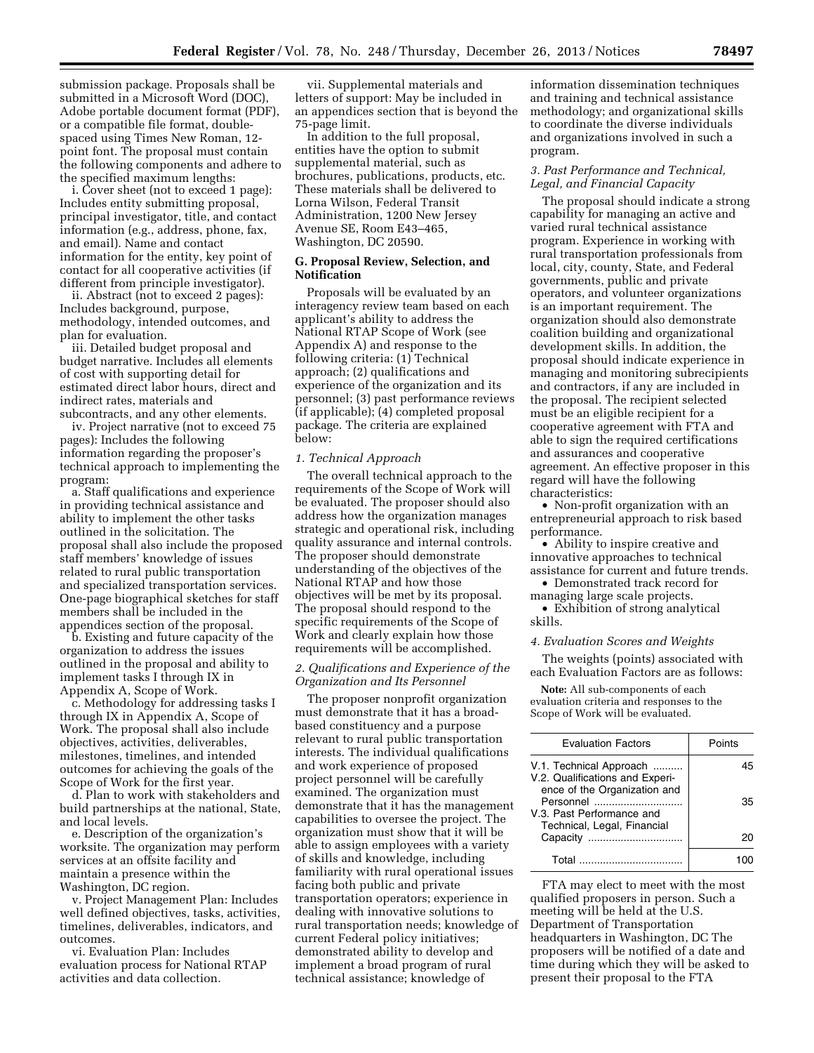submission package. Proposals shall be submitted in a Microsoft Word (DOC), Adobe portable document format (PDF), or a compatible file format, double-spaced using Times New Roman, 12-point font. The proposal must contain the following components and adhere to the specified maximum lengths:

i. Cover sheet (not to exceed 1 page): Includes entity submitting proposal, principal investigator, title, and contact information (e.g., address, phone, fax, and email). Name and contact information for the entity, key point of contact for all cooperative activities (if different from principle investigator).

ii. Abstract (not to exceed 2 pages): Includes background, purpose, methodology, intended outcomes, and plan for evaluation.

iii. Detailed budget proposal and budget narrative. Includes all elements of cost with supporting detail for estimated direct labor hours, direct and indirect rates, materials and subcontracts, and any other elements.

iv. Project narrative (not to exceed 75 pages): Includes the following information regarding the proposer's technical approach to implementing the program:

a. Staff qualifications and experience in providing technical assistance and ability to implement the other tasks outlined in the solicitation. The proposal shall also include the proposed staff members' knowledge of issues related to rural public transportation and specialized transportation services. One-page biographical sketches for staff members shall be included in the appendices section of the proposal.

b. Existing and future capacity of the organization to address the issues outlined in the proposal and ability to implement tasks I through IX in Appendix A, Scope of Work.

c. Methodology for addressing tasks I through IX in Appendix A, Scope of Work. The proposal shall also include objectives, activities, deliverables, milestones, timelines, and intended outcomes for achieving the goals of the Scope of Work for the first year.

d. Plan to work with stakeholders and build partnerships at the national, State, and local levels.

e. Description of the organization's worksite. The organization may perform services at an offsite facility and maintain a presence within the Washington, DC region.

v. Project Management Plan: Includes well defined objectives, tasks, activities, timelines, deliverables, indicators, and outcomes.

vi. Evaluation Plan: Includes evaluation process for National RTAP activities and data collection.

vii. Supplemental materials and letters of support: May be included in an appendices section that is beyond the 75-page limit.

In addition to the full proposal, entities have the option to submit supplemental material, such as brochures, publications, products, etc. These materials shall be delivered to Lorna Wilson, Federal Transit Administration, 1200 New Jersey Avenue SE, Room E43–465, Washington, DC 20590.

### G. Proposal Review, Selection, and Notification

Proposals will be evaluated by an interagency review team based on each applicant's ability to address the National RTAP Scope of Work (see Appendix A) and response to the following criteria: (1) Technical approach; (2) qualifications and experience of the organization and its personnel; (3) past performance reviews (if applicable); (4) completed proposal package. The criteria are explained below:

*1. Technical Approach*

The overall technical approach to the requirements of the Scope of Work will be evaluated. The proposer should also address how the organization manages strategic and operational risk, including quality assurance and internal controls. The proposer should demonstrate understanding of the objectives of the National RTAP and how those objectives will be met by its proposal. The proposal should respond to the specific requirements of the Scope of Work and clearly explain how those requirements will be accomplished.

*2. Qualifications and Experience of the Organization and Its Personnel*

The proposer nonprofit organization must demonstrate that it has a broad-based constituency and a purpose relevant to rural public transportation interests. The individual qualifications and work experience of proposed project personnel will be carefully examined. The organization must demonstrate that it has the management capabilities to oversee the project. The organization must show that it will be able to assign employees with a variety of skills and knowledge, including familiarity with rural operational issues facing both public and private transportation operators; experience in dealing with innovative solutions to rural transportation needs; knowledge of current Federal policy initiatives; demonstrated ability to develop and implement a broad program of rural technical assistance; knowledge of information dissemination techniques and training and technical assistance methodology; and organizational skills to coordinate the diverse individuals and organizations involved in such a program.

*3. Past Performance and Technical, Legal, and Financial Capacity*

The proposal should indicate a strong capability for managing an active and varied rural technical assistance program. Experience in working with rural transportation professionals from local, city, county, State, and Federal governments, public and private operators, and volunteer organizations is an important requirement. The organization should also demonstrate coalition building and organizational development skills. In addition, the proposal should indicate experience in managing and monitoring subrecipients and contractors, if any are included in the proposal. The recipient selected must be an eligible recipient for a cooperative agreement with FTA and able to sign the required certifications and assurances and cooperative agreement. An effective proposer in this regard will have the following characteristics:

- Non-profit organization with an entrepreneurial approach to risk based performance.
- Ability to inspire creative and innovative approaches to technical assistance for current and future trends.
- Demonstrated track record for managing large scale projects.
- Exhibition of strong analytical skills.

*4. Evaluation Scores and Weights*

The weights (points) associated with each Evaluation Factors are as follows:

**Note:** All sub-components of each evaluation criteria and responses to the Scope of Work will be evaluated.

| Evaluation Factors | Points |
|---|---|
| V.1. Technical Approach | 45 |
| V.2. Qualifications and Experience of the Organization and Personnel | 35 |
| V.3. Past Performance and Technical, Legal, Financial Capacity | 20 |
| Total | 100 |

FTA may elect to meet with the most qualified proposers in person. Such a meeting will be held at the U.S. Department of Transportation headquarters in Washington, DC The proposers will be notified of a date and time during which they will be asked to present their proposal to the FTA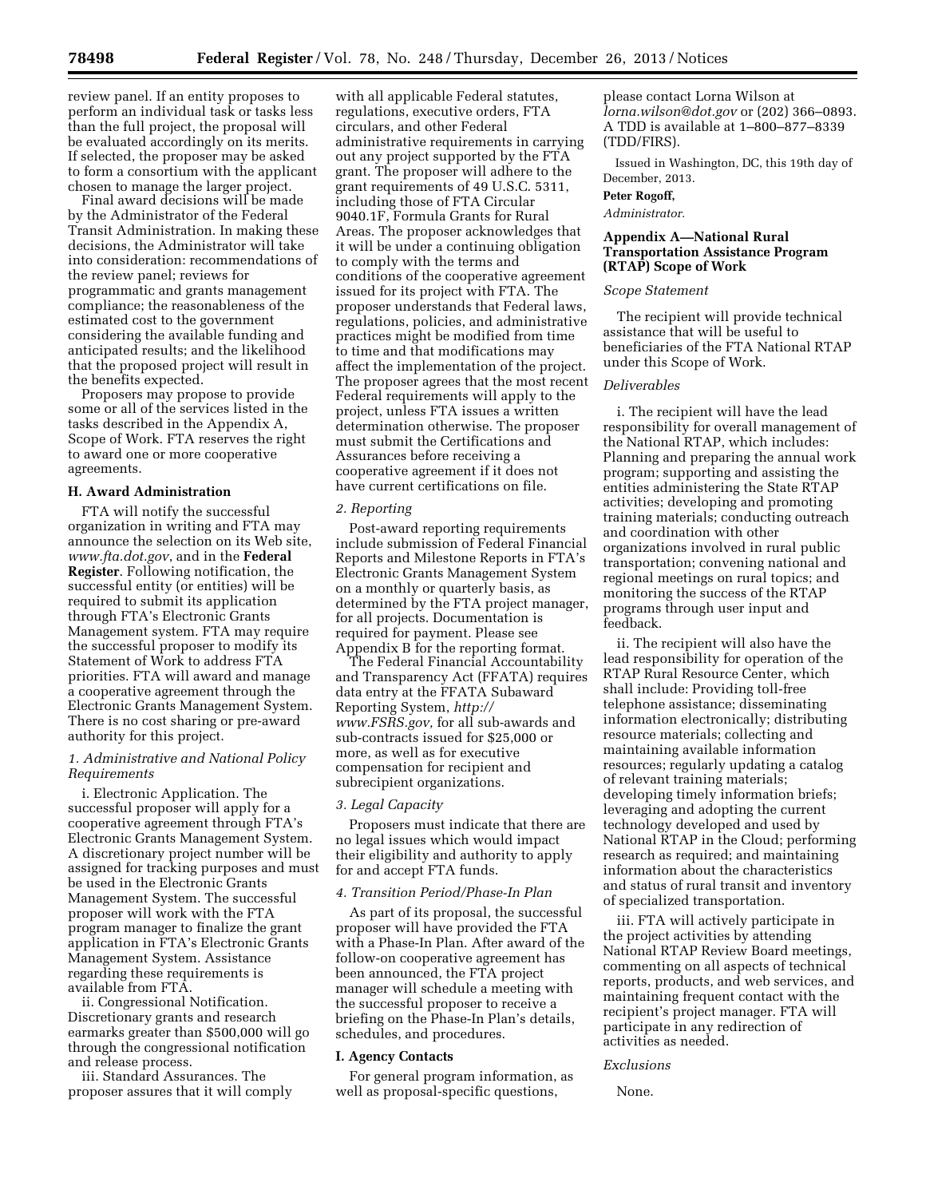review panel. If an entity proposes to perform an individual task or tasks less than the full project, the proposal will be evaluated accordingly on its merits. If selected, the proposer may be asked to form a consortium with the applicant chosen to manage the larger project.

Final award decisions will be made by the Administrator of the Federal Transit Administration. In making these decisions, the Administrator will take into consideration: recommendations of the review panel; reviews for programmatic and grants management compliance; the reasonableness of the estimated cost to the government considering the available funding and anticipated results; and the likelihood that the proposed project will result in the benefits expected.

Proposers may propose to provide some or all of the services listed in the tasks described in the Appendix A, Scope of Work. FTA reserves the right to award one or more cooperative agreements.

## H. Award Administration

FTA will notify the successful organization in writing and FTA may announce the selection on its Web site, *www.fta.dot.gov*, and in the **Federal Register**. Following notification, the successful entity (or entities) will be required to submit its application through FTA's Electronic Grants Management system. FTA may require the successful proposer to modify its Statement of Work to address FTA priorities. FTA will award and manage a cooperative agreement through the Electronic Grants Management System. There is no cost sharing or pre-award authority for this project.

### *1. Administrative and National Policy Requirements*

i. Electronic Application. The successful proposer will apply for a cooperative agreement through FTA's Electronic Grants Management System. A discretionary project number will be assigned for tracking purposes and must be used in the Electronic Grants Management System. The successful proposer will work with the FTA program manager to finalize the grant application in FTA's Electronic Grants Management System. Assistance regarding these requirements is available from FTA.

ii. Congressional Notification. Discretionary grants and research earmarks greater than $500,000 will go through the congressional notification and release process.

iii. Standard Assurances. The proposer assures that it will comply with all applicable Federal statutes, regulations, executive orders, FTA circulars, and other Federal administrative requirements in carrying out any project supported by the FTA grant. The proposer will adhere to the grant requirements of 49 U.S.C. 5311, including those of FTA Circular 9040.1F, Formula Grants for Rural Areas. The proposer acknowledges that it will be under a continuing obligation to comply with the terms and conditions of the cooperative agreement issued for its project with FTA. The proposer understands that Federal laws, regulations, policies, and administrative practices might be modified from time to time and that modifications may affect the implementation of the project. The proposer agrees that the most recent Federal requirements will apply to the project, unless FTA issues a written determination otherwise. The proposer must submit the Certifications and Assurances before receiving a cooperative agreement if it does not have current certifications on file.

### *2. Reporting*

Post-award reporting requirements include submission of Federal Financial Reports and Milestone Reports in FTA's Electronic Grants Management System on a monthly or quarterly basis, as determined by the FTA project manager, for all projects. Documentation is required for payment. Please see Appendix B for the reporting format.

The Federal Financial Accountability and Transparency Act (FFATA) requires data entry at the FFATA Subaward Reporting System, *http://www.FSRS.gov,* for all sub-awards and sub-contracts issued for $25,000 or more, as well as for executive compensation for recipient and subrecipient organizations.

### *3. Legal Capacity*

Proposers must indicate that there are no legal issues which would impact their eligibility and authority to apply for and accept FTA funds.

### *4. Transition Period/Phase-In Plan*

As part of its proposal, the successful proposer will have provided the FTA with a Phase-In Plan. After award of the follow-on cooperative agreement has been announced, the FTA project manager will schedule a meeting with the successful proposer to receive a briefing on the Phase-In Plan's details, schedules, and procedures.

## I. Agency Contacts

For general program information, as well as proposal-specific questions, please contact Lorna Wilson at *lorna.wilson@dot.gov* or (202) 366–0893. A TDD is available at 1–800–877–8339 (TDD/FIRS).

Issued in Washington, DC, this 19th day of December, 2013.

**Peter Rogoff,**

*Administrator.*

## Appendix A—National Rural Transportation Assistance Program (RTAP) Scope of Work

*Scope Statement*

The recipient will provide technical assistance that will be useful to beneficiaries of the FTA National RTAP under this Scope of Work.

*Deliverables*

i. The recipient will have the lead responsibility for overall management of the National RTAP, which includes: Planning and preparing the annual work program; supporting and assisting the entities administering the State RTAP activities; developing and promoting training materials; conducting outreach and coordination with other organizations involved in rural public transportation; convening national and regional meetings on rural topics; and monitoring the success of the RTAP programs through user input and feedback.

ii. The recipient will also have the lead responsibility for operation of the RTAP Rural Resource Center, which shall include: Providing toll-free telephone assistance; disseminating information electronically; distributing resource materials; collecting and maintaining available information resources; regularly updating a catalog of relevant training materials; developing timely information briefs; leveraging and adopting the current technology developed and used by National RTAP in the Cloud; performing research as required; and maintaining information about the characteristics and status of rural transit and inventory of specialized transportation.

iii. FTA will actively participate in the project activities by attending National RTAP Review Board meetings, commenting on all aspects of technical reports, products, and web services, and maintaining frequent contact with the recipient's project manager. FTA will participate in any redirection of activities as needed.

*Exclusions*

None.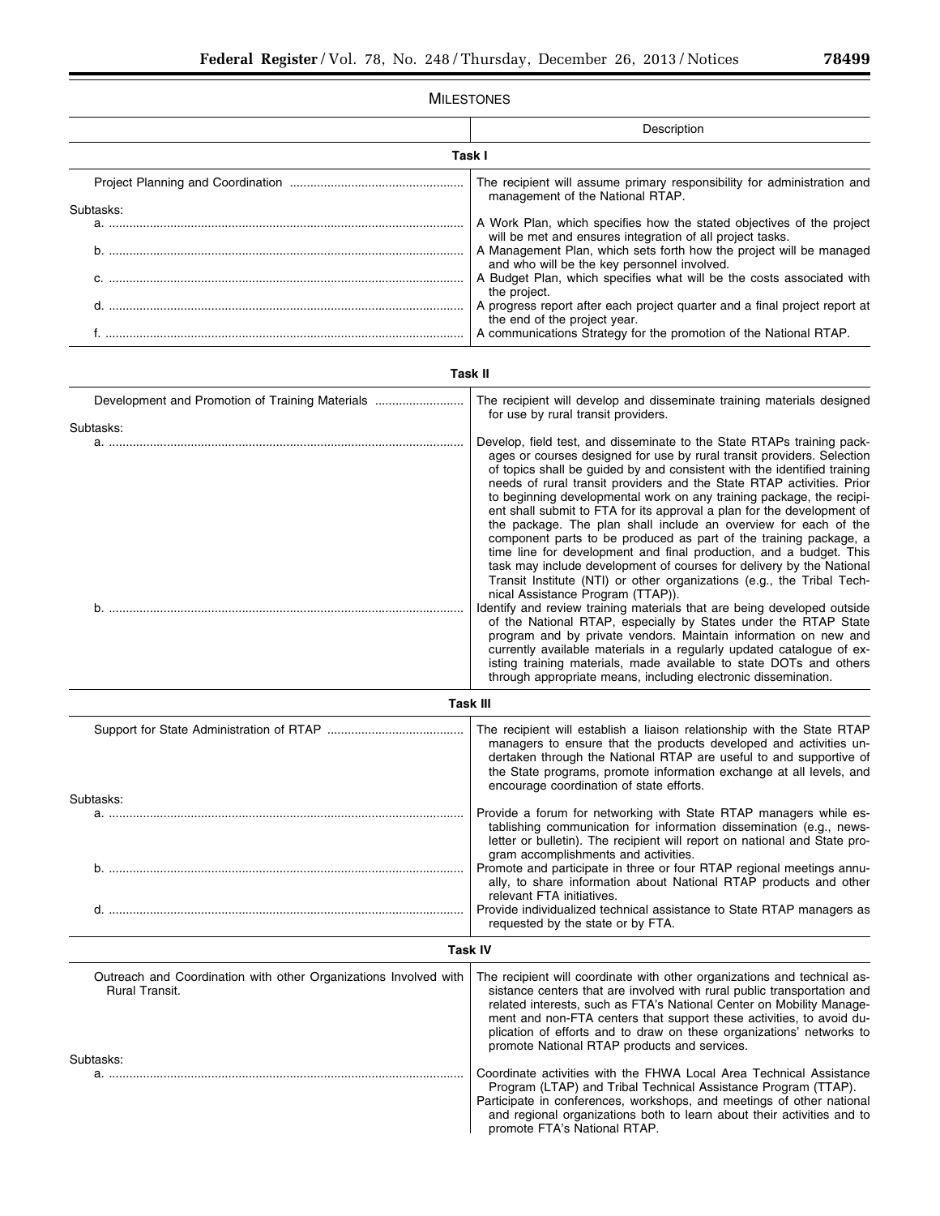MILESTONES

| | Description |
|---|---|
| **Task I** | |
| Project Planning and Coordination | The recipient will assume primary responsibility for administration and management of the National RTAP. |
| Subtasks: | |
| a. | A Work Plan, which specifies how the stated objectives of the project will be met and ensures integration of all project tasks. |
| b. | A Management Plan, which sets forth how the project will be managed and who will be the key personnel involved. |
| c. | A Budget Plan, which specifies what will be the costs associated with the project. |
| d. | A progress report after each project quarter and a final project report at the end of the project year. |
| f. | A communications Strategy for the promotion of the National RTAP. |
| **Task II** | |
| Development and Promotion of Training Materials | The recipient will develop and disseminate training materials designed for use by rural transit providers. |
| Subtasks: | |
| a. | Develop, field test, and disseminate to the State RTAPs training packages or courses designed for use by rural transit providers. Selection of topics shall be guided by and consistent with the identified training needs of rural transit providers and the State RTAP activities. Prior to beginning developmental work on any training package, the recipient shall submit to FTA for its approval a plan for the development of the package. The plan shall include an overview for each of the component parts to be produced as part of the training package, a time line for development and final production, and a budget. This task may include development of courses for delivery by the National Transit Institute (NTI) or other organizations (e.g., the Tribal Technical Assistance Program (TTAP)). |
| b. | Identify and review training materials that are being developed outside of the National RTAP, especially by States under the RTAP State program and by private vendors. Maintain information on new and currently available materials in a regularly updated catalogue of existing training materials, made available to state DOTs and others through appropriate means, including electronic dissemination. |
| **Task III** | |
| Support for State Administration of RTAP | The recipient will establish a liaison relationship with the State RTAP managers to ensure that the products developed and activities undertaken through the National RTAP are useful to and supportive of the State programs, promote information exchange at all levels, and encourage coordination of state efforts. |
| Subtasks: | |
| a. | Provide a forum for networking with State RTAP managers while establishing communication for information dissemination (e.g., newsletter or bulletin). The recipient will report on national and State program accomplishments and activities. |
| b. | Promote and participate in three or four RTAP regional meetings annually, to share information about National RTAP products and other relevant FTA initiatives. |
| d. | Provide individualized technical assistance to State RTAP managers as requested by the state or by FTA. |
| **Task IV** | |
| Outreach and Coordination with other Organizations Involved with Rural Transit. | The recipient will coordinate with other organizations and technical assistance centers that are involved with rural public transportation and related interests, such as FTA's National Center on Mobility Management and non-FTA centers that support these activities, to avoid duplication of efforts and to draw on these organizations' networks to promote National RTAP products and services. |
| Subtasks: | |
| a. | Coordinate activities with the FHWA Local Area Technical Assistance Program (LTAP) and Tribal Technical Assistance Program (TTAP). Participate in conferences, workshops, and meetings of other national and regional organizations both to learn about their activities and to promote FTA's National RTAP. |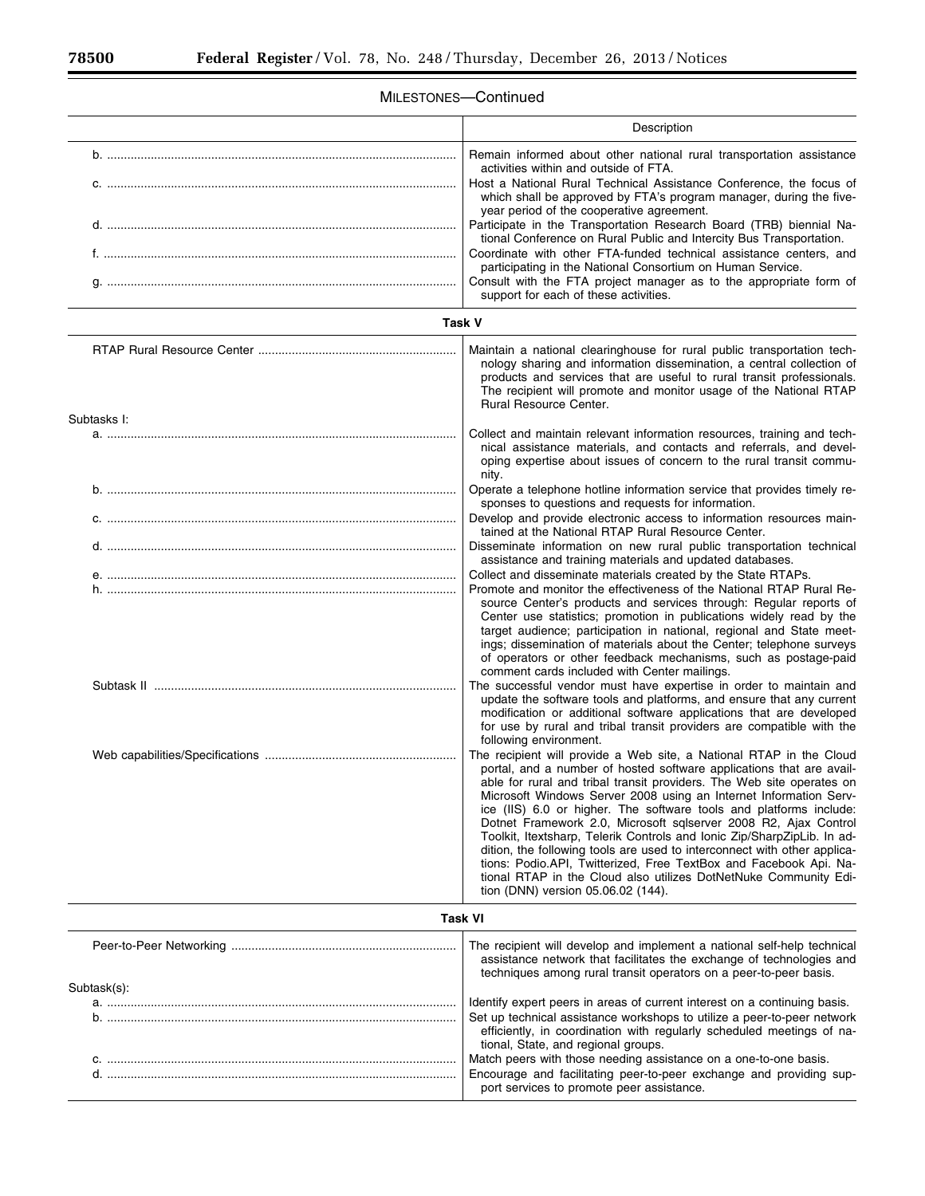MILESTONES—Continued

| | Description |
|---|---|
| b. | Remain informed about other national rural transportation assistance activities within and outside of FTA. |
| c. | Host a National Rural Technical Assistance Conference, the focus of which shall be approved by FTA's program manager, during the five-year period of the cooperative agreement. |
| d. | Participate in the Transportation Research Board (TRB) biennial National Conference on Rural Public and Intercity Bus Transportation. |
| f. | Coordinate with other FTA-funded technical assistance centers, and participating in the National Consortium on Human Service. |
| g. | Consult with the FTA project manager as to the appropriate form of support for each of these activities. |
| **Task V** | |
| RTAP Rural Resource Center | Maintain a national clearinghouse for rural public transportation technology sharing and information dissemination, a central collection of products and services that are useful to rural transit professionals. The recipient will promote and monitor usage of the National RTAP Rural Resource Center. |
| Subtasks I: | |
| a. | Collect and maintain relevant information resources, training and technical assistance materials, and contacts and referrals, and developing expertise about issues of concern to the rural transit community. |
| b. | Operate a telephone hotline information service that provides timely responses to questions and requests for information. |
| c. | Develop and provide electronic access to information resources maintained at the National RTAP Rural Resource Center. |
| d. | Disseminate information on new rural public transportation technical assistance and training materials and updated databases. |
| e. | Collect and disseminate materials created by the State RTAPs. |
| h. | Promote and monitor the effectiveness of the National RTAP Rural Resource Center's products and services through: Regular reports of Center use statistics; promotion in publications widely read by the target audience; participation in national, regional and State meetings; dissemination of materials about the Center; telephone surveys of operators or other feedback mechanisms, such as postage-paid comment cards included with Center mailings. |
| Subtask II | The successful vendor must have expertise in order to maintain and update the software tools and platforms, and ensure that any current modification or additional software applications that are developed for use by rural and tribal transit providers are compatible with the following environment. |
| Web capabilities/Specifications | The recipient will provide a Web site, a National RTAP in the Cloud portal, and a number of hosted software applications that are available for rural and tribal transit providers. The Web site operates on Microsoft Windows Server 2008 using an Internet Information Service (IIS) 6.0 or higher. The software tools and platforms include: Dotnet Framework 2.0, Microsoft sqlserver 2008 R2, Ajax Control Toolkit, Itextsharp, Telerik Controls and Ionic Zip/SharpZipLib. In addition, the following tools are used to interconnect with other applications: Podio.API, Twitterized, Free TextBox and Facebook Api. National RTAP in the Cloud also utilizes DotNetNuke Community Edition (DNN) version 05.06.02 (144). |
| **Task VI** | |
| Peer-to-Peer Networking | The recipient will develop and implement a national self-help technical assistance network that facilitates the exchange of technologies and techniques among rural transit operators on a peer-to-peer basis. |
| Subtask(s): | |
| a. | Identify expert peers in areas of current interest on a continuing basis. |
| b. | Set up technical assistance workshops to utilize a peer-to-peer network efficiently, in coordination with regularly scheduled meetings of national, State, and regional groups. |
| c. | Match peers with those needing assistance on a one-to-one basis. |
| d. | Encourage and facilitating peer-to-peer exchange and providing support services to promote peer assistance. |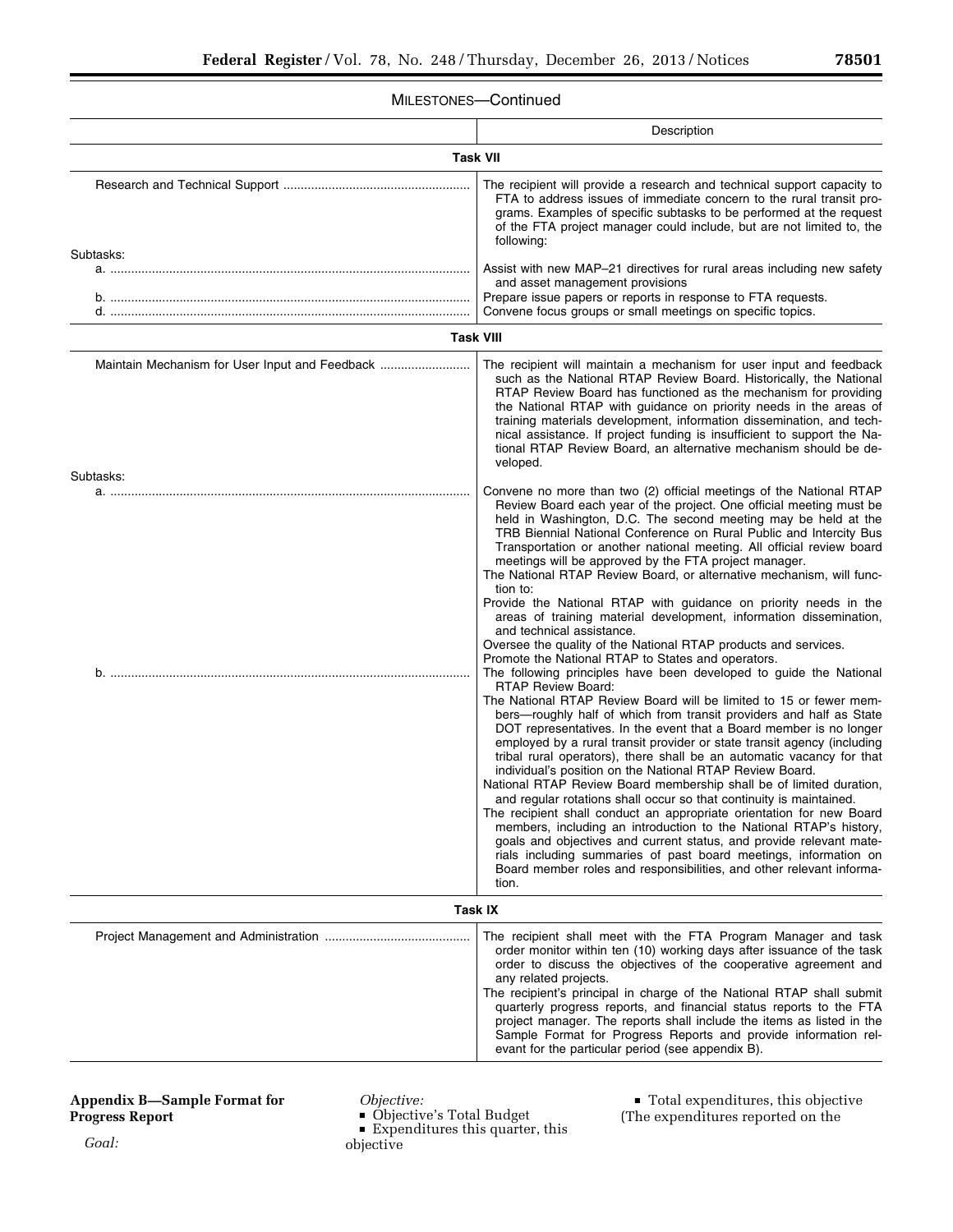MILESTONES—Continued

| | Description |
|---|---|
| **Task VII** | |
| Research and Technical Support | The recipient will provide a research and technical support capacity to FTA to address issues of immediate concern to the rural transit programs. Examples of specific subtasks to be performed at the request of the FTA project manager could include, but are not limited to, the following: |
| Subtasks: | |
| a. | Assist with new MAP–21 directives for rural areas including new safety and asset management provisions |
| b. | Prepare issue papers or reports in response to FTA requests. |
| d. | Convene focus groups or small meetings on specific topics. |
| **Task VIII** | |
| Maintain Mechanism for User Input and Feedback | The recipient will maintain a mechanism for user input and feedback such as the National RTAP Review Board. Historically, the National RTAP Review Board has functioned as the mechanism for providing the National RTAP with guidance on priority needs in the areas of training materials development, information dissemination, and technical assistance. If project funding is insufficient to support the National RTAP Review Board, an alternative mechanism should be developed. |
| Subtasks: | |
| a. | Convene no more than two (2) official meetings of the National RTAP Review Board each year of the project. One official meeting must be held in Washington, D.C. The second meeting may be held at the TRB Biennial National Conference on Rural Public and Intercity Bus Transportation or another national meeting. All official review board meetings will be approved by the FTA project manager. The National RTAP Review Board, or alternative mechanism, will function to: Provide the National RTAP with guidance on priority needs in the areas of training material development, information dissemination, and technical assistance. Oversee the quality of the National RTAP products and services. Promote the National RTAP to States and operators. |
| b. | The following principles have been developed to guide the National RTAP Review Board: The National RTAP Review Board will be limited to 15 or fewer members—roughly half of which from transit providers and half as State DOT representatives. In the event that a Board member is no longer employed by a rural transit provider or state transit agency (including tribal rural operators), there shall be an automatic vacancy for that individual's position on the National RTAP Review Board. National RTAP Review Board membership shall be of limited duration, and regular rotations shall occur so that continuity is maintained. The recipient shall conduct an appropriate orientation for new Board members, including an introduction to the National RTAP's history, goals and objectives and current status, and provide relevant materials including summaries of past board meetings, information on Board member roles and responsibilities, and other relevant information. |
| **Task IX** | |
| Project Management and Administration | The recipient shall meet with the FTA Program Manager and task order monitor within ten (10) working days after issuance of the task order to discuss the objectives of the cooperative agreement and any related projects. The recipient's principal in charge of the National RTAP shall submit quarterly progress reports, and financial status reports to the FTA project manager. The reports shall include the items as listed in the Sample Format for Progress Reports and provide information relevant for the particular period (see appendix B). |

## Appendix B—Sample Format for Progress Report

*Goal:*

*Objective:*

- Objective's Total Budget
- Expenditures this quarter, this objective
- Total expenditures, this objective

(The expenditures reported on the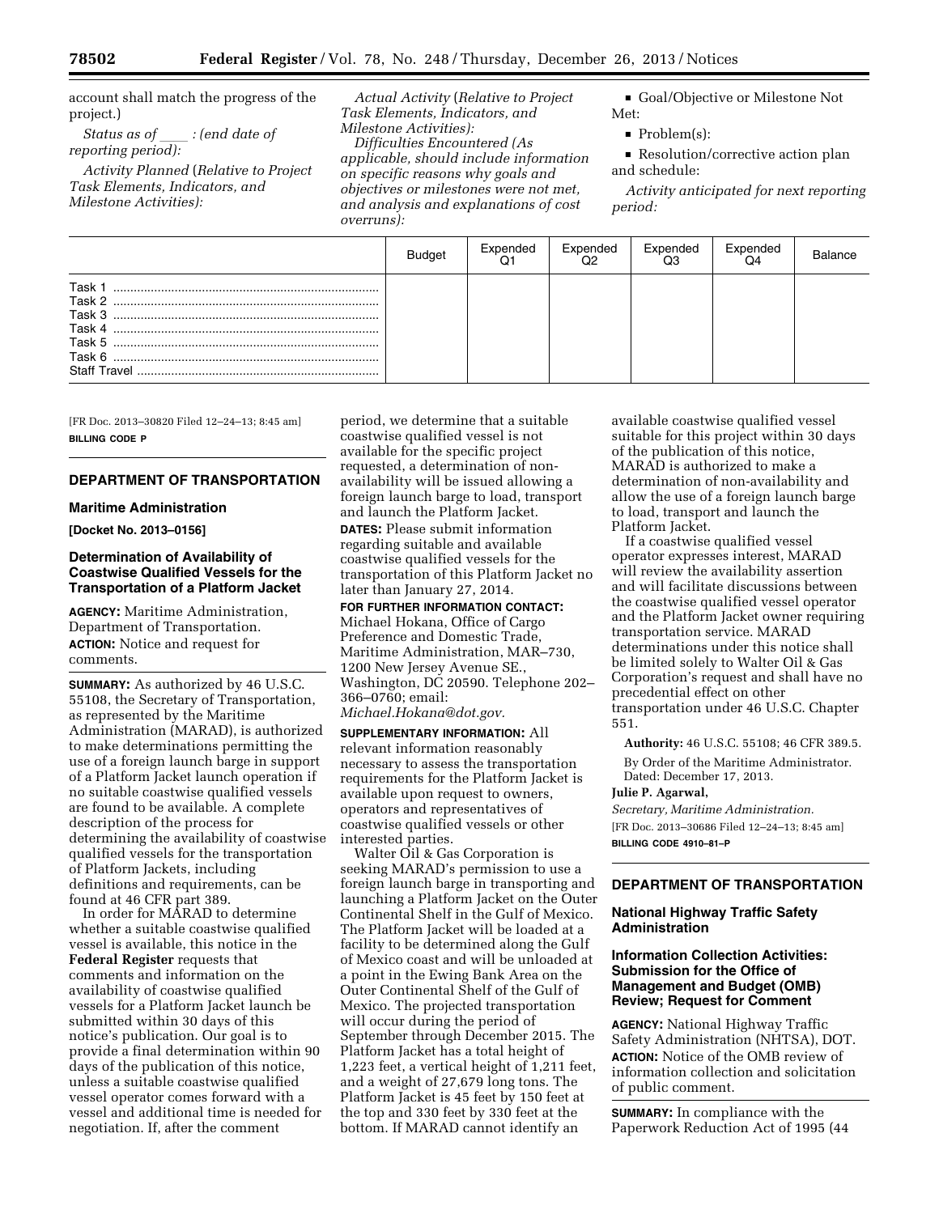account shall match the progress of the project.)

*Status as of \_\_\_\_ : (end date of reporting period):*

*Activity Planned* (*Relative to Project Task Elements, Indicators, and Milestone Activities):*

*Actual Activity* (*Relative to Project Task Elements, Indicators, and Milestone Activities):*

*Difficulties Encountered (As applicable, should include information on specific reasons why goals and objectives or milestones were not met, and analysis and explanations of cost overruns):*

- Goal/Objective or Milestone Not Met:
- Problem(s):
- Resolution/corrective action plan and schedule:

*Activity anticipated for next reporting period:*

| | Budget | Expended Q1 | Expended Q2 | Expended Q3 | Expended Q4 | Balance |
|---|---|---|---|---|---|---|
| Task 1 | | | | | | |
| Task 2 | | | | | | |
| Task 3 | | | | | | |
| Task 4 | | | | | | |
| Task 5 | | | | | | |
| Task 6 | | | | | | |
| Staff Travel | | | | | | |

[FR Doc. 2013–30820 Filed 12–24–13; 8:45 am]

**BILLING CODE P**

## DEPARTMENT OF TRANSPORTATION

### Maritime Administration

**[Docket No. 2013–0156]**

### Determination of Availability of Coastwise Qualified Vessels for the Transportation of a Platform Jacket

**AGENCY:** Maritime Administration, Department of Transportation.

**ACTION:** Notice and request for comments.

**SUMMARY:** As authorized by 46 U.S.C. 55108, the Secretary of Transportation, as represented by the Maritime Administration (MARAD), is authorized to make determinations permitting the use of a foreign launch barge in support of a Platform Jacket launch operation if no suitable coastwise qualified vessels are found to be available. A complete description of the process for determining the availability of coastwise qualified vessels for the transportation of Platform Jackets, including definitions and requirements, can be found at 46 CFR part 389.

In order for MARAD to determine whether a suitable coastwise qualified vessel is available, this notice in the **Federal Register** requests that comments and information on the availability of coastwise qualified vessels for a Platform Jacket launch be submitted within 30 days of this notice's publication. Our goal is to provide a final determination within 90 days of the publication of this notice, unless a suitable coastwise qualified vessel operator comes forward with a vessel and additional time is needed for negotiation. If, after the comment period, we determine that a suitable coastwise qualified vessel is not available for the specific project requested, a determination of non-availability will be issued allowing a foreign launch barge to load, transport and launch the Platform Jacket.

**DATES:** Please submit information regarding suitable and available coastwise qualified vessels for the transportation of this Platform Jacket no later than January 27, 2014.

**FOR FURTHER INFORMATION CONTACT:** Michael Hokana, Office of Cargo Preference and Domestic Trade, Maritime Administration, MAR–730, 1200 New Jersey Avenue SE., Washington, DC 20590. Telephone 202–366–0760; email: *Michael.Hokana@dot.gov.*

**SUPPLEMENTARY INFORMATION:** All relevant information reasonably necessary to assess the transportation requirements for the Platform Jacket is available upon request to owners, operators and representatives of coastwise qualified vessels or other interested parties.

Walter Oil & Gas Corporation is seeking MARAD's permission to use a foreign launch barge in transporting and launching a Platform Jacket on the Outer Continental Shelf in the Gulf of Mexico. The Platform Jacket will be loaded at a facility to be determined along the Gulf of Mexico coast and will be unloaded at a point in the Ewing Bank Area on the Outer Continental Shelf of the Gulf of Mexico. The projected transportation will occur during the period of September through December 2015. The Platform Jacket has a total height of 1,223 feet, a vertical height of 1,211 feet, and a weight of 27,679 long tons. The Platform Jacket is 45 feet by 150 feet at the top and 330 feet by 330 feet at the bottom. If MARAD cannot identify an available coastwise qualified vessel suitable for this project within 30 days of the publication of this notice, MARAD is authorized to make a determination of non-availability and allow the use of a foreign launch barge to load, transport and launch the Platform Jacket.

If a coastwise qualified vessel operator expresses interest, MARAD will review the availability assertion and will facilitate discussions between the coastwise qualified vessel operator and the Platform Jacket owner requiring transportation service. MARAD determinations under this notice shall be limited solely to Walter Oil & Gas Corporation's request and shall have no precedential effect on other transportation under 46 U.S.C. Chapter 551.

**Authority:** 46 U.S.C. 55108; 46 CFR 389.5.

By Order of the Maritime Administrator.

Dated: December 17, 2013.

**Julie P. Agarwal,**

*Secretary, Maritime Administration.*

[FR Doc. 2013–30686 Filed 12–24–13; 8:45 am]

**BILLING CODE 4910–81–P**

## DEPARTMENT OF TRANSPORTATION

### National Highway Traffic Safety Administration

### Information Collection Activities: Submission for the Office of Management and Budget (OMB) Review; Request for Comment

**AGENCY:** National Highway Traffic Safety Administration (NHTSA), DOT.

**ACTION:** Notice of the OMB review of information collection and solicitation of public comment.

**SUMMARY:** In compliance with the Paperwork Reduction Act of 1995 (44